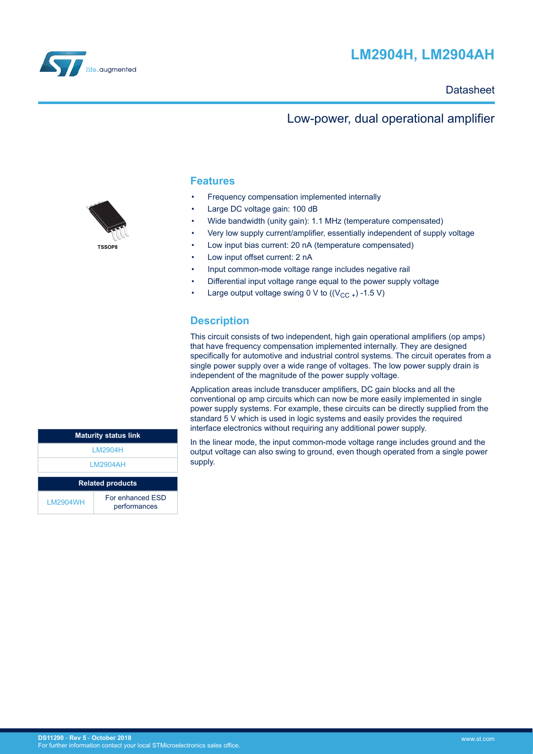# LM2904H, LM2904AH

Datasheet

## Low-power, dual operational amplifier

TSSOP8

## Features

- Frequency compensation implemented internally
- Large DC voltage gain: 100 dB
- Wide bandwidth (unity gain): 1.1 MHz (temperature compensated)
- Very low supply current/amplifier, essentially independent of supply voltage
- Low input bias current: 20 nA (temperature compensated)
- Low input offset current: 2 nA
- Input common-mode voltage range includes negative rail
- Differential input voltage range equal to the power supply voltage
- Large output voltage swing 0 V to (($V_{CC+}$) -1.5 V)

## Description

This circuit consists of two independent, high gain operational amplifiers (op amps) that have frequency compensation implemented internally. They are designed specifically for automotive and industrial control systems. The circuit operates from a single power supply over a wide range of voltages. The low power supply drain is independent of the magnitude of the power supply voltage.

Application areas include transducer amplifiers, DC gain blocks and all the conventional op amp circuits which can now be more easily implemented in single power supply systems. For example, these circuits can be directly supplied from the standard 5 V which is used in logic systems and easily provides the required interface electronics without requiring any additional power supply.

In the linear mode, the input common-mode voltage range includes ground and the output voltage can also swing to ground, even though operated from a single power supply.

| Maturity status link |
| --- |
| LM2904H |
| LM2904AH |

| Related products | |
| --- | --- |
| LM2904WH | For enhanced ESD performances |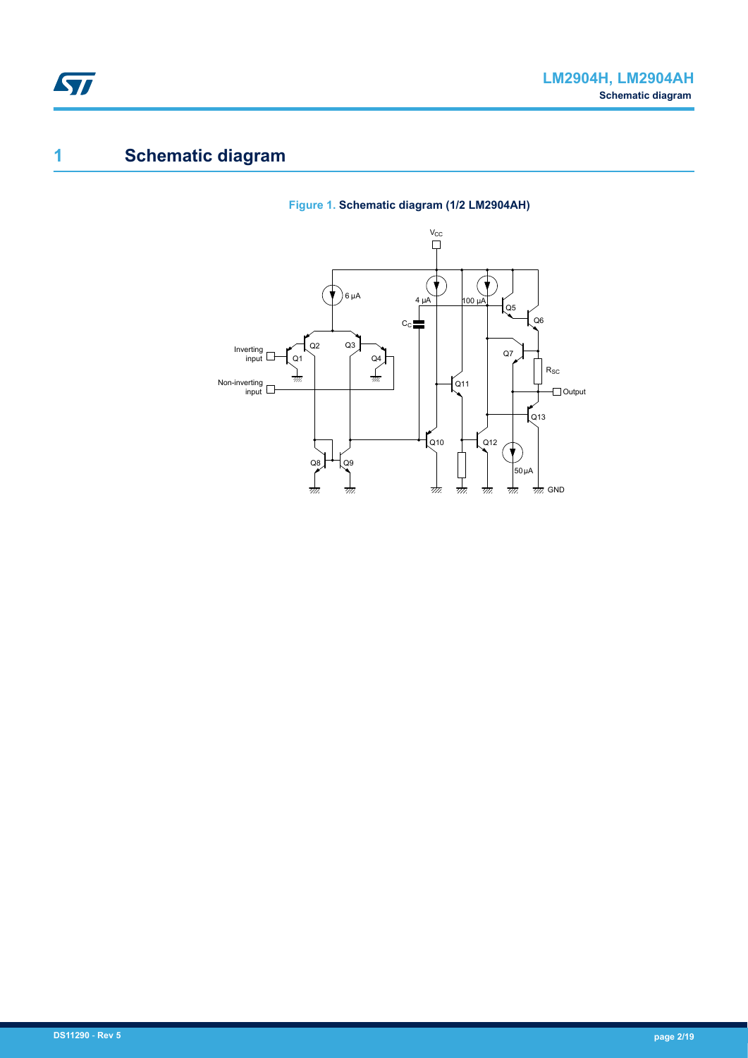# 1 Schematic diagram

Figure 1. Schematic diagram (1/2 LM2904AH)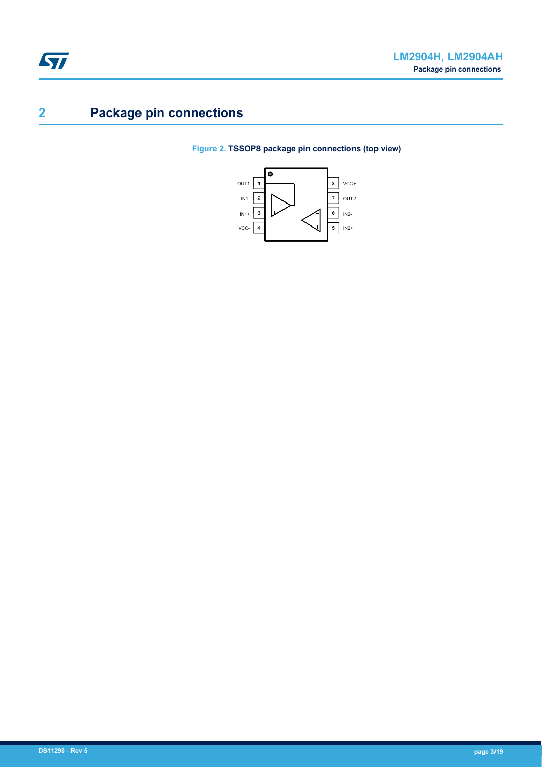# 2 Package pin connections

**Figure 2. TSSOP8 package pin connections (top view)**

OUT1 1 | 8 VCC+
IN1- 2 | 7 OUT2
IN1+ 3 | 6 IN2-
VCC- 4 | 5 IN2+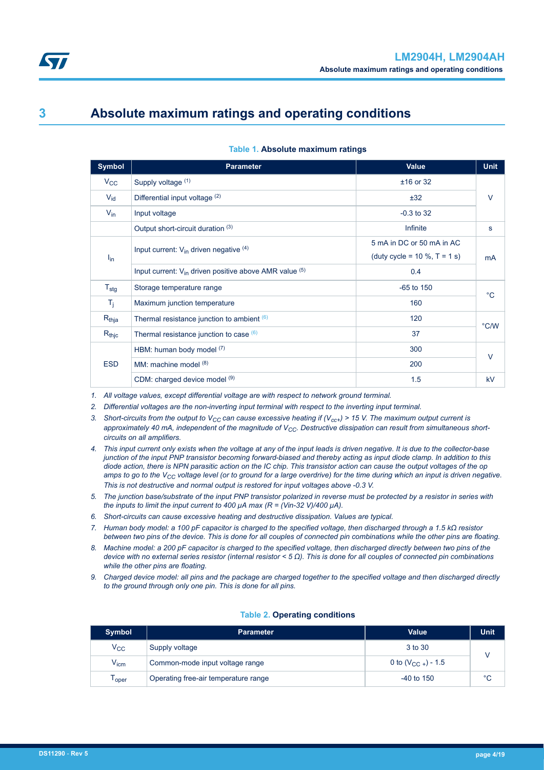# 3 Absolute maximum ratings and operating conditions

**Table 1. Absolute maximum ratings**

| Symbol | Parameter | Value | Unit |
|---|---|---|---|
| $V_{CC}$ | Supply voltage [1] | ±16 or 32 | V |
| $V_{id}$ | Differential input voltage [2] | ±32 | |
| $V_{in}$ | Input voltage | -0.3 to 32 | |
| | Output short-circuit duration [3] | Infinite | s |
| $I_{in}$ | Input current: $V_{in}$ driven negative [4] | 5 mA in DC or 50 mA in AC (duty cycle = 10 %, T = 1 s) | mA |
| | Input current: $V_{in}$ driven positive above AMR value [5] | 0.4 | |
| $T_{stg}$ | Storage temperature range | -65 to 150 | °C |
| $T_j$ | Maximum junction temperature | 160 | |
| $R_{thja}$ | Thermal resistance junction to ambient [6] | 120 | °C/W |
| $R_{thjc}$ | Thermal resistance junction to case [6] | 37 | |
| ESD | HBM: human body model [7] | 300 | V |
| | MM: machine model [8] | 200 | |
| | CDM: charged device model [9] | 1.5 | kV |

1. *All voltage values, except differential voltage are with respect to network ground terminal.*
2. *Differential voltages are the non-inverting input terminal with respect to the inverting input terminal.*
3. *Short-circuits from the output to $V_{CC}$ can cause excessive heating if ($V_{cc+}$) > 15 V. The maximum output current is approximately 40 mA, independent of the magnitude of $V_{CC}$. Destructive dissipation can result from simultaneous short-circuits on all amplifiers.*
4. *This input current only exists when the voltage at any of the input leads is driven negative. It is due to the collector-base junction of the input PNP transistor becoming forward-biased and thereby acting as input diode clamp. In addition to this diode action, there is NPN parasitic action on the IC chip. This transistor action can cause the output voltages of the op amps to go to the $V_{CC}$ voltage level (or to ground for a large overdrive) for the time during which an input is driven negative. This is not destructive and normal output is restored for input voltages above -0.3 V.*
5. *The junction base/substrate of the input PNP transistor polarized in reverse must be protected by a resistor in series with the inputs to limit the input current to 400 µA max (R = (Vin-32 V)/400 µA).*
6. *Short-circuits can cause excessive heating and destructive dissipation. Values are typical.*
7. *Human body model: a 100 pF capacitor is charged to the specified voltage, then discharged through a 1.5 kΩ resistor between two pins of the device. This is done for all couples of connected pin combinations while the other pins are floating.*
8. *Machine model: a 200 pF capacitor is charged to the specified voltage, then discharged directly between two pins of the device with no external series resistor (internal resistor < 5 Ω). This is done for all couples of connected pin combinations while the other pins are floating.*
9. *Charged device model: all pins and the package are charged together to the specified voltage and then discharged directly to the ground through only one pin. This is done for all pins.*

**Table 2. Operating conditions**

| Symbol | Parameter | Value | Unit |
|---|---|---|---|
| $V_{CC}$ | Supply voltage | 3 to 30 | V |
| $V_{icm}$ | Common-mode input voltage range | 0 to ($V_{CC+}$) - 1.5 | |
| $T_{oper}$ | Operating free-air temperature range | -40 to 150 | °C |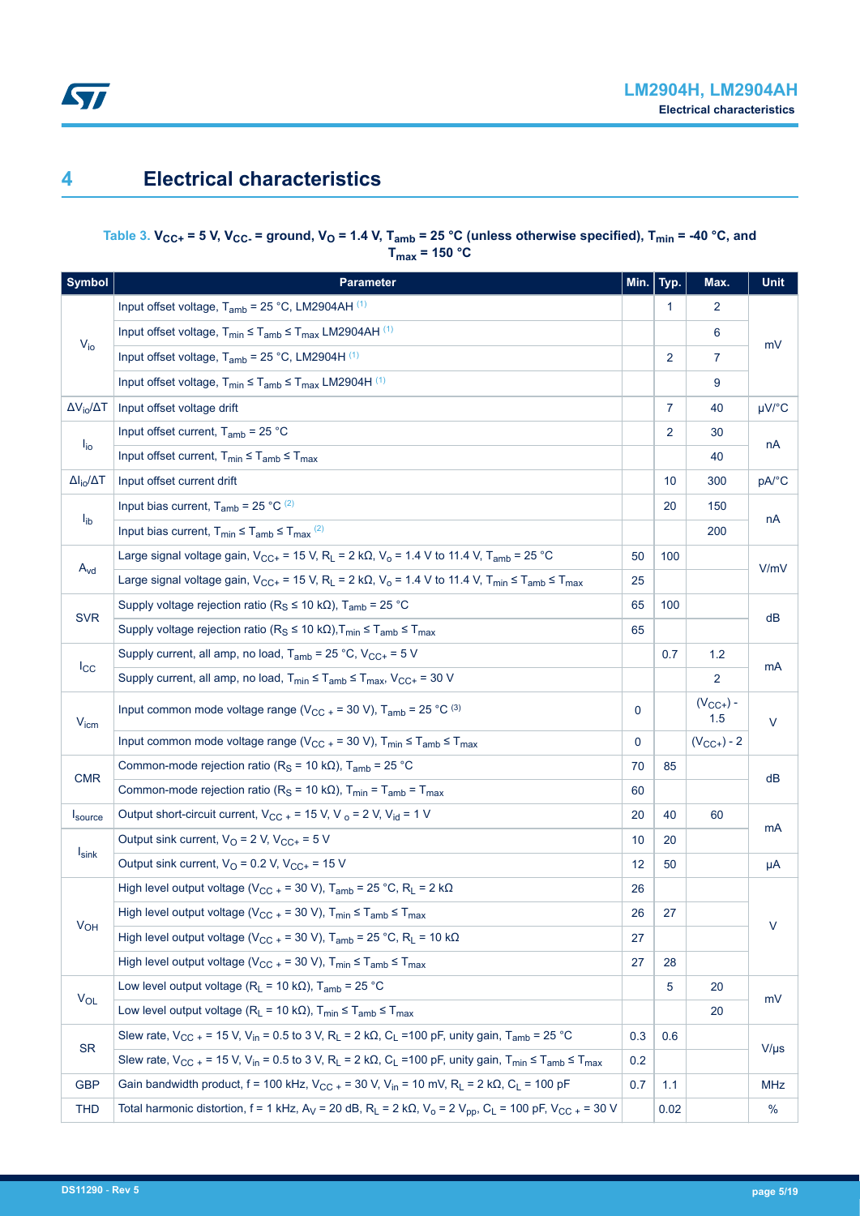# 4 Electrical characteristics

Table 3. $V_{CC+}$ = 5 V, $V_{CC-}$ = ground, $V_O$ = 1.4 V, $T_{amb}$ = 25 °C (unless otherwise specified), $T_{min}$ = -40 °C, and $T_{max}$ = 150 °C

| Symbol | Parameter | Min. | Typ. | Max. | Unit |
|---|---|---|---|---|---|
| $V_{io}$ | Input offset voltage, $T_{amb}$ = 25 °C, LM2904AH [(1)] | | 1 | 2 | mV |
| | Input offset voltage, $T_{min} \leq T_{amb} \leq T_{max}$ LM2904AH [(1)] | | | 6 | |
| | Input offset voltage, $T_{amb}$ = 25 °C, LM2904H [(1)] | | 2 | 7 | |
| | Input offset voltage, $T_{min} \leq T_{amb} \leq T_{max}$ LM2904H [(1)] | | | 9 | |
| $\Delta V_{io}/\Delta T$ | Input offset voltage drift | | 7 | 40 | µV/°C |
| $I_{io}$ | Input offset current, $T_{amb}$ = 25 °C | | 2 | 30 | nA |
| | Input offset current, $T_{min} \leq T_{amb} \leq T_{max}$ | | | 40 | |
| $\Delta I_{io}/\Delta T$ | Input offset current drift | | 10 | 300 | pA/°C |
| $I_{ib}$ | Input bias current, $T_{amb}$ = 25 °C [(2)] | | 20 | 150 | nA |
| | Input bias current, $T_{min} \leq T_{amb} \leq T_{max}$ [(2)] | | | 200 | |
| $A_{vd}$ | Large signal voltage gain, $V_{CC+}$ = 15 V, $R_L$ = 2 kΩ, $V_o$ = 1.4 V to 11.4 V, $T_{amb}$ = 25 °C | 50 | 100 | | V/mV |
| | Large signal voltage gain, $V_{CC+}$ = 15 V, $R_L$ = 2 kΩ, $V_o$ = 1.4 V to 11.4 V, $T_{min} \leq T_{amb} \leq T_{max}$ | 25 | | | |
| SVR | Supply voltage rejection ratio ($R_S \leq$ 10 kΩ), $T_{amb}$ = 25 °C | 65 | 100 | | dB |
| | Supply voltage rejection ratio ($R_S \leq$ 10 kΩ), $T_{min} \leq T_{amb} \leq T_{max}$ | 65 | | | |
| $I_{CC}$ | Supply current, all amp, no load, $T_{amb}$ = 25 °C, $V_{CC+}$ = 5 V | | 0.7 | 1.2 | mA |
| | Supply current, all amp, no load, $T_{min} \leq T_{amb} \leq T_{max}$, $V_{CC+}$ = 30 V | | | 2 | |
| $V_{icm}$ | Input common mode voltage range ($V_{CC+}$ = 30 V), $T_{amb}$ = 25 °C [(3)] | 0 | | $(V_{CC+})$ - 1.5 | V |
| | Input common mode voltage range ($V_{CC+}$ = 30 V), $T_{min} \leq T_{amb} \leq T_{max}$ | 0 | | $(V_{CC+})$ - 2 | |
| CMR | Common-mode rejection ratio ($R_S$ = 10 kΩ), $T_{amb}$ = 25 °C | 70 | 85 | | dB |
| | Common-mode rejection ratio ($R_S$ = 10 kΩ), $T_{min} = T_{amb} = T_{max}$ | 60 | | | |
| $I_{source}$ | Output short-circuit current, $V_{CC+}$ = 15 V, $V_o$ = 2 V, $V_{id}$ = 1 V | 20 | 40 | 60 | mA |
| $I_{sink}$ | Output sink current, $V_O$ = 2 V, $V_{CC+}$ = 5 V | 10 | 20 | | mA |
| | Output sink current, $V_O$ = 0.2 V, $V_{CC+}$ = 15 V | 12 | 50 | | µA |
| $V_{OH}$ | High level output voltage ($V_{CC+}$ = 30 V), $T_{amb}$ = 25 °C, $R_L$ = 2 kΩ | 26 | | | V |
| | High level output voltage ($V_{CC+}$ = 30 V), $T_{min} \leq T_{amb} \leq T_{max}$ | 26 | 27 | | |
| | High level output voltage ($V_{CC+}$ = 30 V), $T_{amb}$ = 25 °C, $R_L$ = 10 kΩ | 27 | | | |
| | High level output voltage ($V_{CC+}$ = 30 V), $T_{min} \leq T_{amb} \leq T_{max}$ | 27 | 28 | | |
| $V_{OL}$ | Low level output voltage ($R_L$ = 10 kΩ), $T_{amb}$ = 25 °C | | 5 | 20 | mV |
| | Low level output voltage ($R_L$ = 10 kΩ), $T_{min} \leq T_{amb} \leq T_{max}$ | | | 20 | |
| SR | Slew rate, $V_{CC+}$ = 15 V, $V_{in}$ = 0.5 to 3 V, $R_L$ = 2 kΩ, $C_L$ =100 pF, unity gain, $T_{amb}$ = 25 °C | 0.3 | 0.6 | | V/µs |
| | Slew rate, $V_{CC+}$ = 15 V, $V_{in}$ = 0.5 to 3 V, $R_L$ = 2 kΩ, $C_L$ =100 pF, unity gain, $T_{min} \leq T_{amb} \leq T_{max}$ | 0.2 | | | |
| GBP | Gain bandwidth product, f = 100 kHz, $V_{CC+}$ = 30 V, $V_{in}$ = 10 mV, $R_L$ = 2 kΩ, $C_L$ = 100 pF | 0.7 | 1.1 | | MHz |
| THD | Total harmonic distortion, f = 1 kHz, $A_V$ = 20 dB, $R_L$ = 2 kΩ, $V_o$ = 2 $V_{pp}$, $C_L$ = 100 pF, $V_{CC+}$ = 30 V | | 0.02 | | % |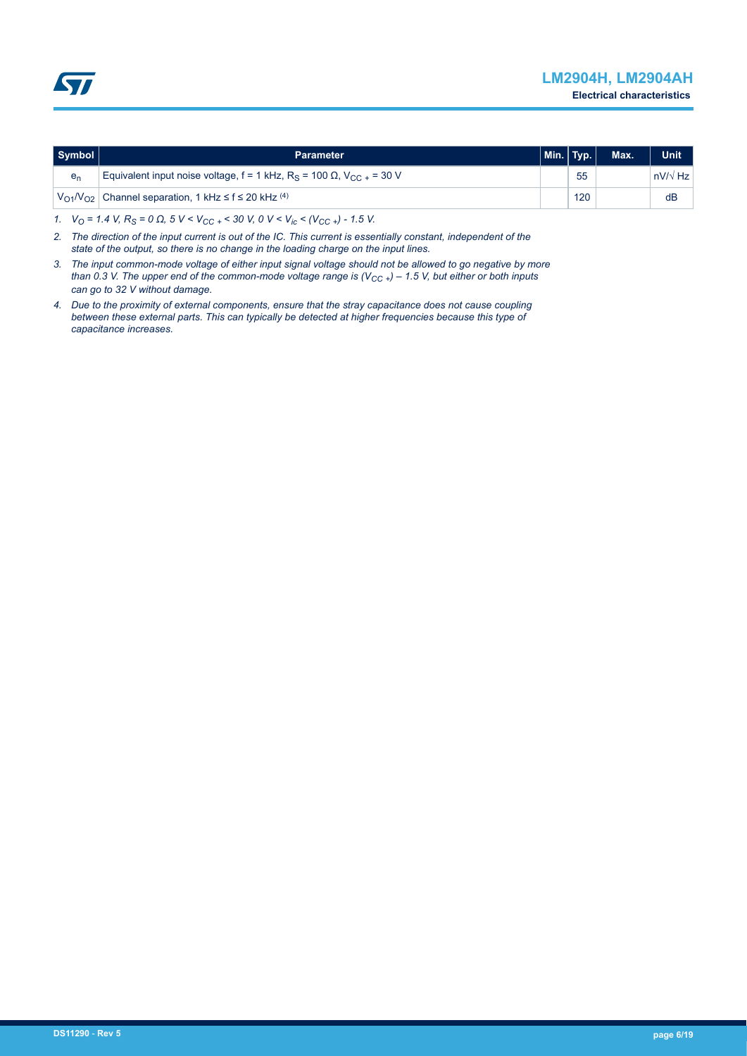| Symbol | Parameter | Min. | Typ. | Max. | Unit |
|---|---|---|---|---|---|
| $e_n$ | Equivalent input noise voltage, f = 1 kHz, $R_S$ = 100 Ω, $V_{CC+}$ = 30 V | | 55 | | nV/√ Hz |
| $V_{O1}/V_{O2}$ | Channel separation, 1 kHz ≤ f ≤ 20 kHz (4) | | 120 | | dB |

1. *$V_O$ = 1.4 V, $R_S$ = 0 Ω, 5 V < $V_{CC+}$ < 30 V, 0 V < $V_{ic}$ < ($V_{CC+}$) - 1.5 V.*
2. *The direction of the input current is out of the IC. This current is essentially constant, independent of the state of the output, so there is no change in the loading charge on the input lines.*
3. *The input common-mode voltage of either input signal voltage should not be allowed to go negative by more than 0.3 V. The upper end of the common-mode voltage range is ($V_{CC+}$) – 1.5 V, but either or both inputs can go to 32 V without damage.*
4. *Due to the proximity of external components, ensure that the stray capacitance does not cause coupling between these external parts. This can typically be detected at higher frequencies because this type of capacitance increases.*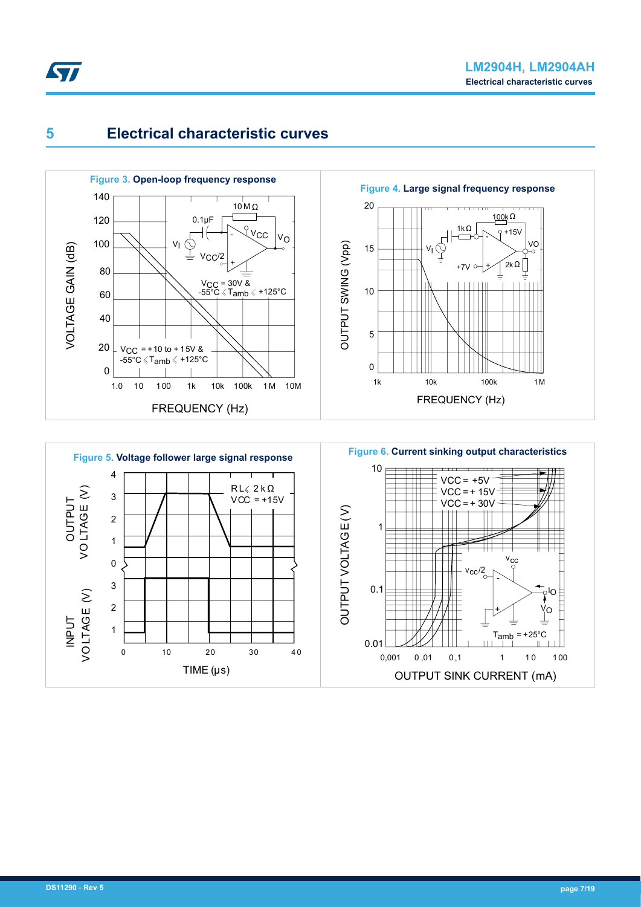# 5 Electrical characteristic curves

**Figure 3.** Open-loop frequency response

**Figure 4.** Large signal frequency response

**Figure 5.** Voltage follower large signal response

**Figure 6.** Current sinking output characteristics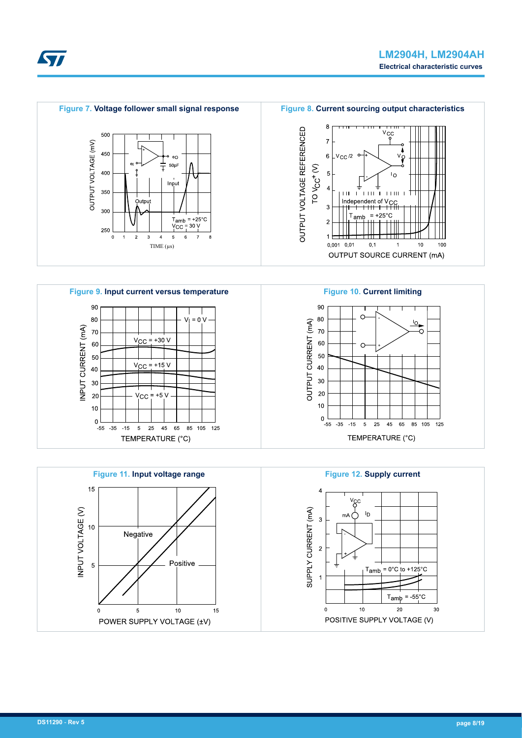**Figure 7.** Voltage follower small signal response

**Figure 8.** Current sourcing output characteristics

**Figure 9.** Input current versus temperature

**Figure 10.** Current limiting

**Figure 11.** Input voltage range

**Figure 12.** Supply current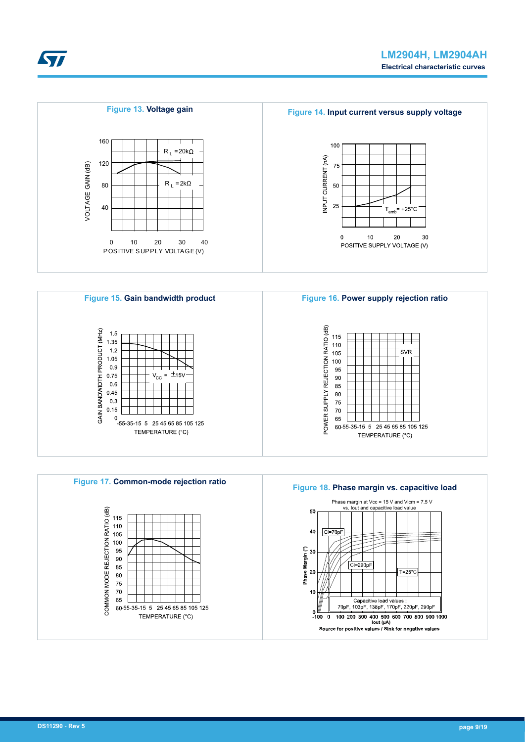**Figure 13.** Voltage gain

**Figure 14.** Input current versus supply voltage

**Figure 15.** Gain bandwidth product

**Figure 16.** Power supply rejection ratio

**Figure 17.** Common-mode rejection ratio

**Figure 18.** Phase margin vs. capacitive load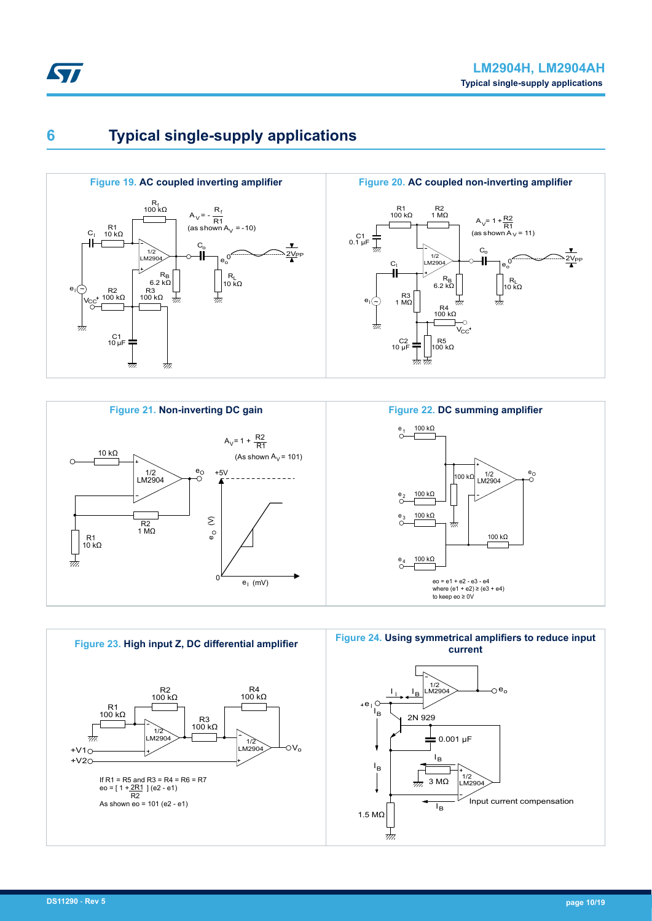# 6 Typical single-supply applications

**Figure 19. AC coupled inverting amplifier**

$A_V = -\frac{R_f}{R1}$ (as shown $A_V = -10$)

**Figure 20. AC coupled non-inverting amplifier**

$A_V = 1 + \frac{R2}{R1}$ (as shown $A_V = 11$)

**Figure 21. Non-inverting DC gain**

$A_V = 1 + \frac{R2}{R1}$ (As shown $A_V = 101$)

**Figure 22. DC summing amplifier**

eo = e1 + e2 - e3 - e4
where (e1 + e2) ≥ (e3 + e4)
to keep eo ≥ 0V

**Figure 23. High input Z, DC differential amplifier**

If R1 = R5 and R3 = R4 = R6 = R7

$eo = \left[1 + \frac{2R1}{R2}\right](e2 - e1)$

As shown eo = 101 (e2 - e1)

**Figure 24. Using symmetrical amplifiers to reduce input current**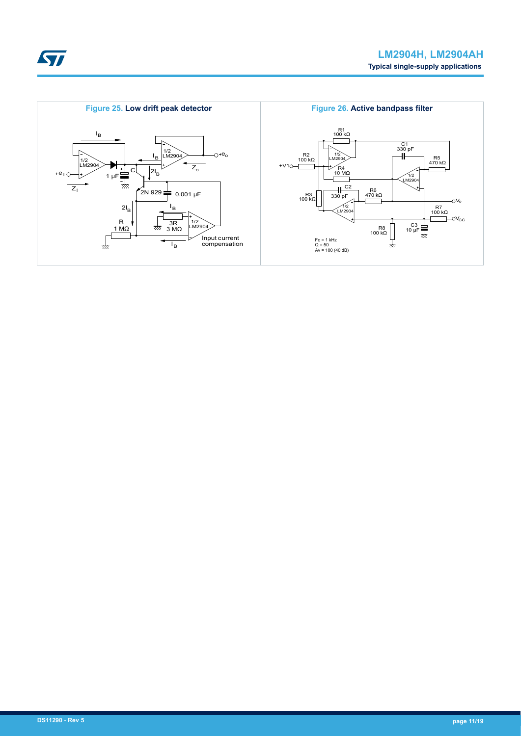**Figure 25. Low drift peak detector**

**Figure 26. Active bandpass filter**

Fo = 1 kHz
Q = 50
Av = 100 (40 dB)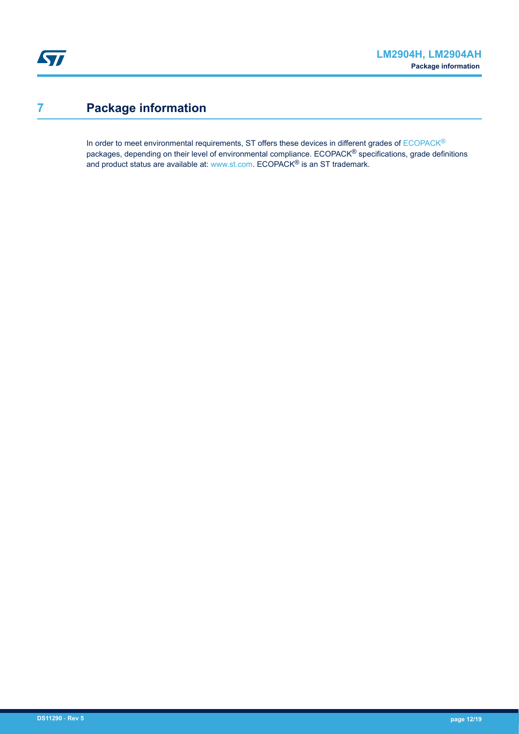# 7 Package information

In order to meet environmental requirements, ST offers these devices in different grades of ECOPACK® packages, depending on their level of environmental compliance. ECOPACK® specifications, grade definitions and product status are available at: www.st.com. ECOPACK® is an ST trademark.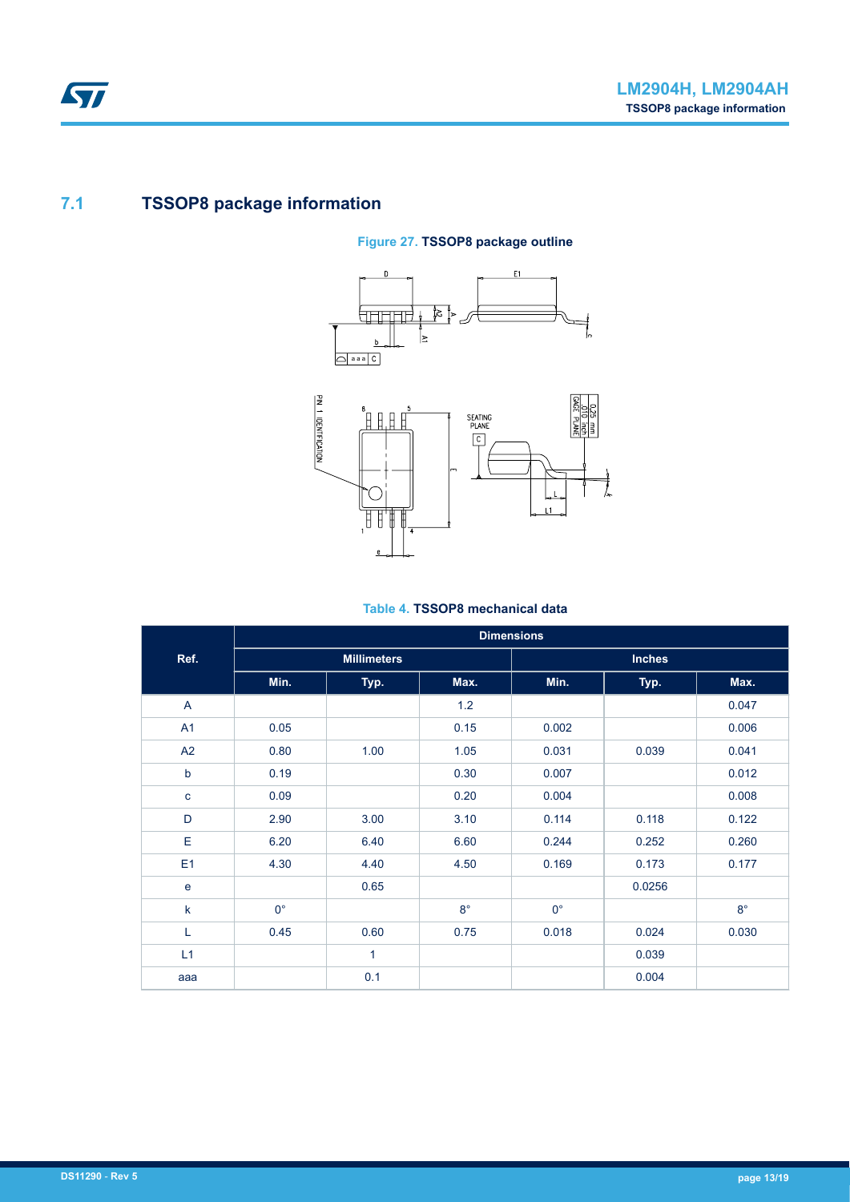## 7.1 TSSOP8 package information

**Figure 27.** TSSOP8 package outline

**Table 4.** TSSOP8 mechanical data

| Ref. | Dimensions | | | | | |
|---|---|---|---|---|---|---|
| | Millimeters | | | Inches | | |
| | Min. | Typ. | Max. | Min. | Typ. | Max. |
| A | | | 1.2 | | | 0.047 |
| A1 | 0.05 | | 0.15 | 0.002 | | 0.006 |
| A2 | 0.80 | 1.00 | 1.05 | 0.031 | 0.039 | 0.041 |
| b | 0.19 | | 0.30 | 0.007 | | 0.012 |
| c | 0.09 | | 0.20 | 0.004 | | 0.008 |
| D | 2.90 | 3.00 | 3.10 | 0.114 | 0.118 | 0.122 |
| E | 6.20 | 6.40 | 6.60 | 0.244 | 0.252 | 0.260 |
| E1 | 4.30 | 4.40 | 4.50 | 0.169 | 0.173 | 0.177 |
| e | | 0.65 | | | 0.0256 | |
| k | 0° | | 8° | 0° | | 8° |
| L | 0.45 | 0.60 | 0.75 | 0.018 | 0.024 | 0.030 |
| L1 | | 1 | | | 0.039 | |
| aaa | | 0.1 | | | 0.004 | |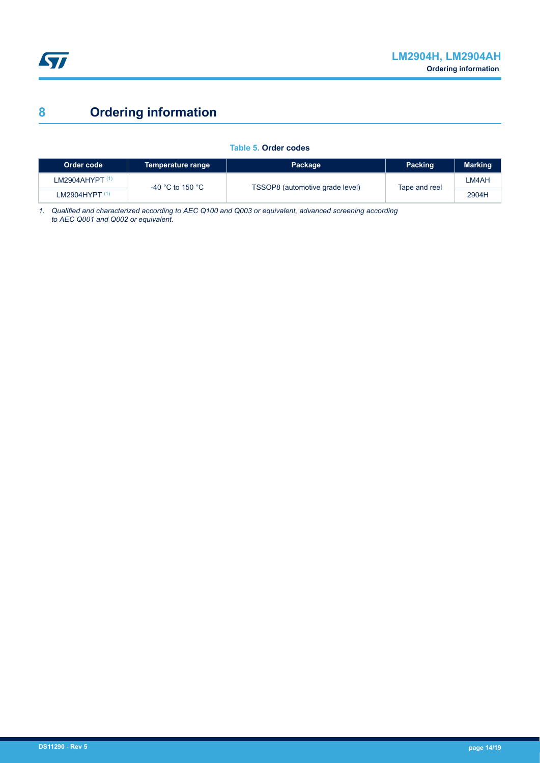# 8 Ordering information

**Table 5. Order codes**

| Order code | Temperature range | Package | Packing | Marking |
|---|---|---|---|---|
| LM2904AHYPT [(1)] | -40 °C to 150 °C | TSSOP8 (automotive grade level) | Tape and reel | LM4AH |
| LM2904HYPT [(1)] | | | | 2904H |

1. *Qualified and characterized according to AEC Q100 and Q003 or equivalent, advanced screening according to AEC Q001 and Q002 or equivalent.*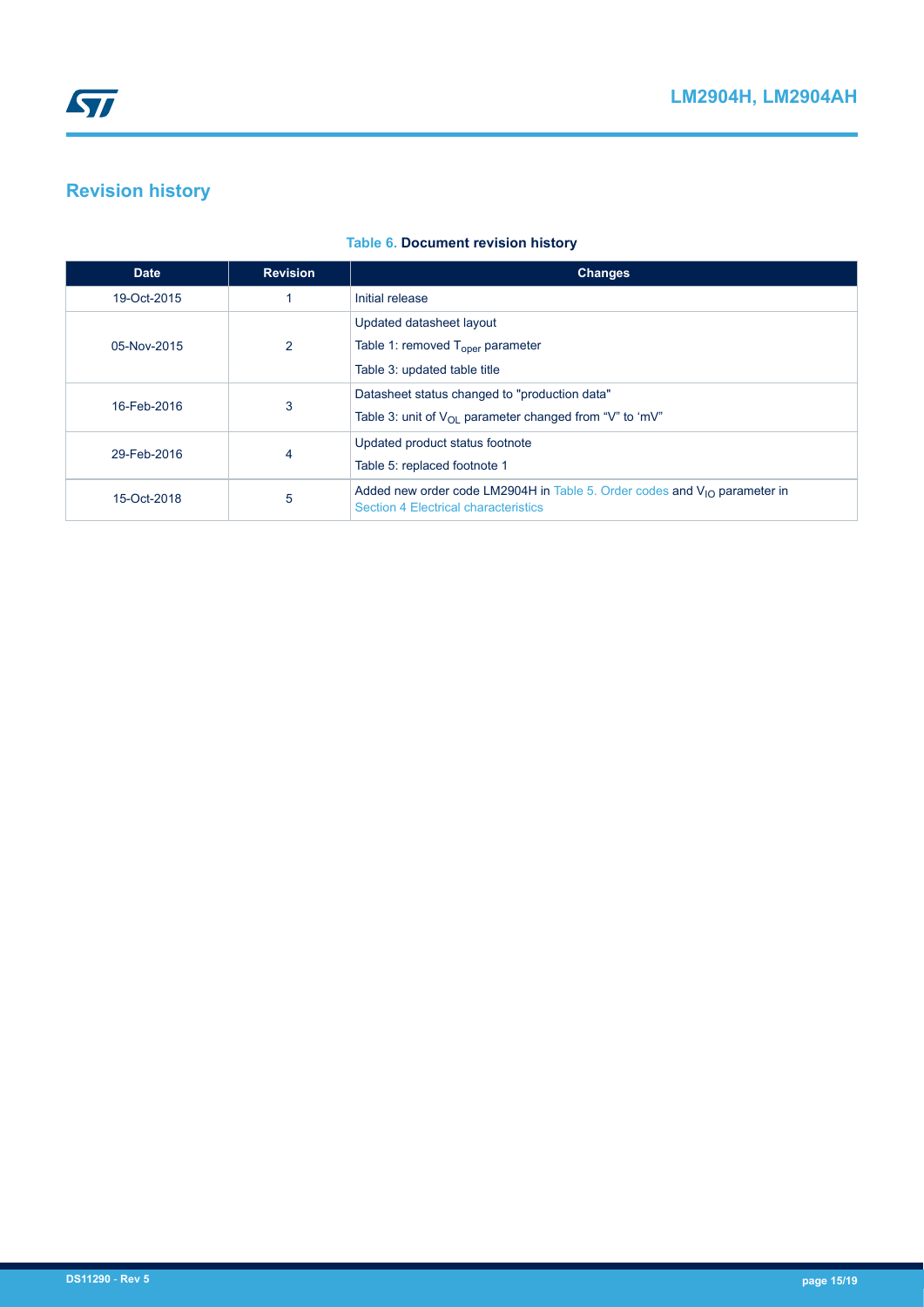# Revision history

**Table 6. Document revision history**

| Date | Revision | Changes |
|---|---|---|
| 19-Oct-2015 | 1 | Initial release |
| 05-Nov-2015 | 2 | Updated datasheet layout<br>Table 1: removed $T_{oper}$ parameter<br>Table 3: updated table title |
| 16-Feb-2016 | 3 | Datasheet status changed to "production data"<br>Table 3: unit of $V_{OL}$ parameter changed from “V” to ‘mV” |
| 29-Feb-2016 | 4 | Updated product status footnote<br>Table 5: replaced footnote 1 |
| 15-Oct-2018 | 5 | Added new order code LM2904H in Table 5. Order codes and $V_{IO}$ parameter in Section 4 Electrical characteristics |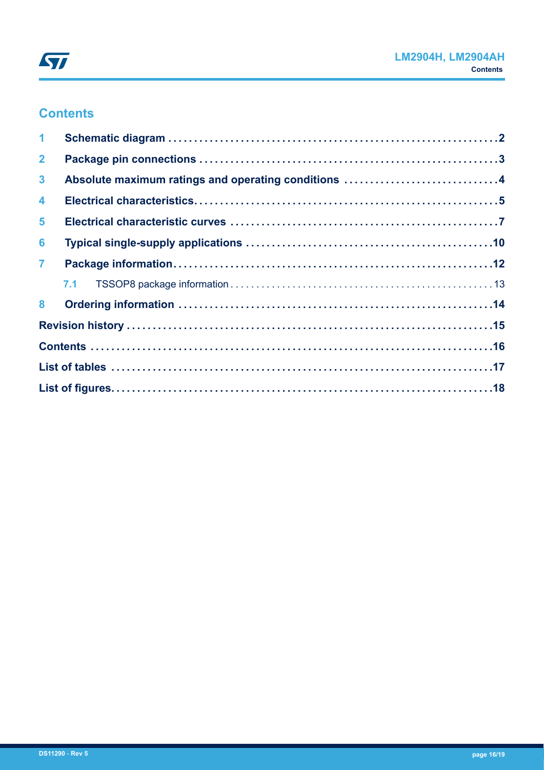# Contents

1 Schematic diagram ....... 2

2 Package pin connections ....... 3

3 Absolute maximum ratings and operating conditions ....... 4

4 Electrical characteristics....... 5

5 Electrical characteristic curves ....... 7

6 Typical single-supply applications ....... 10

7 Package information....... 12

 7.1 TSSOP8 package information ....... 13

8 Ordering information ....... 14

Revision history ....... 15

Contents ....... 16

List of tables ....... 17

List of figures....... 18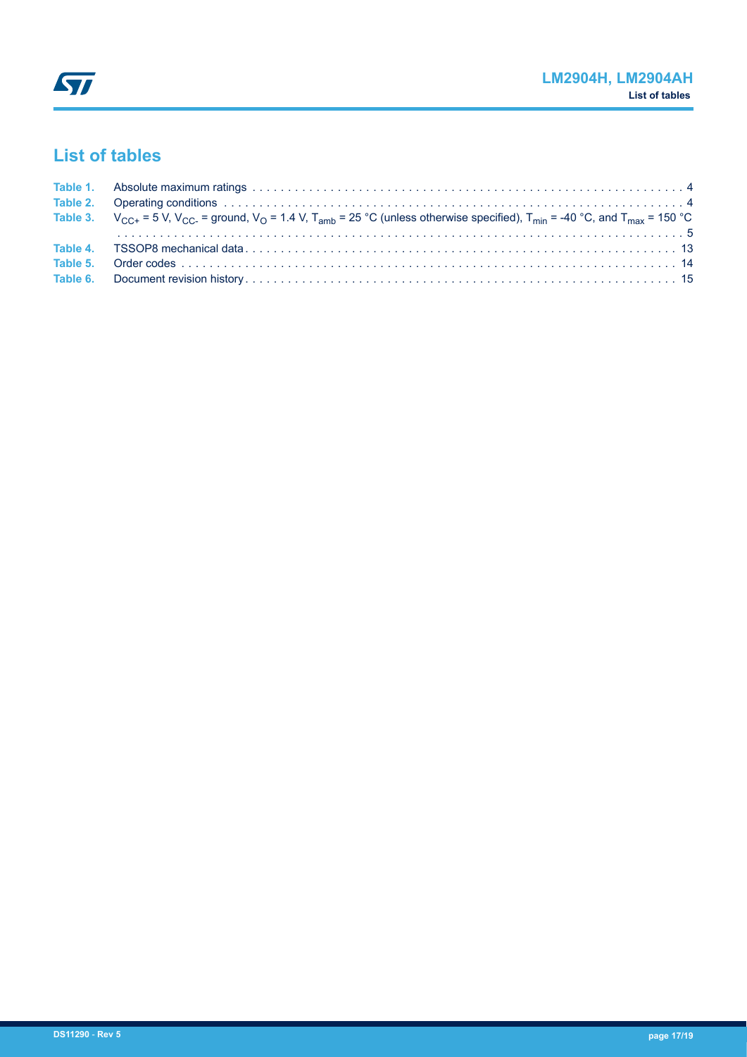# List of tables

**Table 1.** Absolute maximum ratings . . . . . . . . . . . . . . . . . . . . . . . . . . . . . . . . . . . . . . . . . . . . . . . . . . . . . . . . . . . . . 4

**Table 2.** Operating conditions . . . . . . . . . . . . . . . . . . . . . . . . . . . . . . . . . . . . . . . . . . . . . . . . . . . . . . . . . . . . . . . . 4

**Table 3.** $V_{CC+}$ = 5 V, $V_{CC-}$ = ground, $V_O$ = 1.4 V, $T_{amb}$ = 25 °C (unless otherwise specified), $T_{min}$ = -40 °C, and $T_{max}$ = 150 °C . . . . . . . . . . . . . . . . . . . . . . . . . . . . . . . . . . . . . . . . . . . . . . . . . . . . . . . . . . . . . . . . . . . . . . . . . . . 5

**Table 4.** TSSOP8 mechanical data . . . . . . . . . . . . . . . . . . . . . . . . . . . . . . . . . . . . . . . . . . . . . . . . . . . . . . . . . . . . . 13

**Table 5.** Order codes . . . . . . . . . . . . . . . . . . . . . . . . . . . . . . . . . . . . . . . . . . . . . . . . . . . . . . . . . . . . . . . . . . . . . 14

**Table 6.** Document revision history . . . . . . . . . . . . . . . . . . . . . . . . . . . . . . . . . . . . . . . . . . . . . . . . . . . . . . . . . . . . 15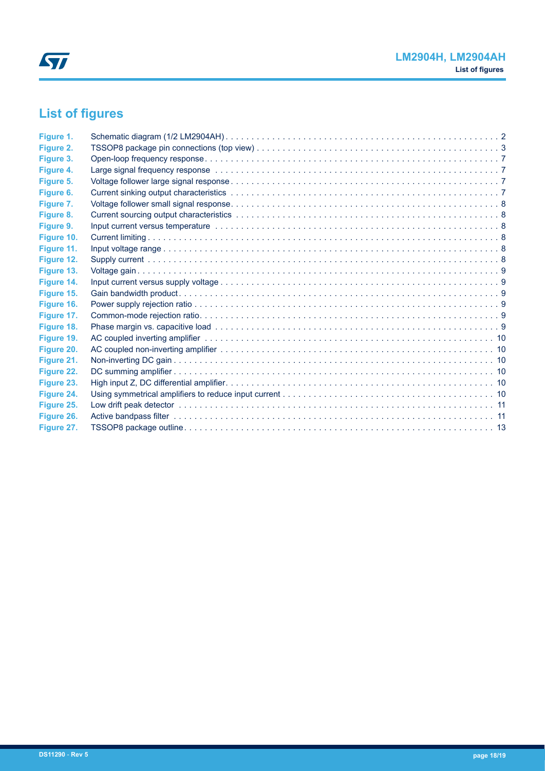## List of figures

| | | |
|---|---|---|
| **Figure 1.** | Schematic diagram (1/2 LM2904AH) | 2 |
| **Figure 2.** | TSSOP8 package pin connections (top view) | 3 |
| **Figure 3.** | Open-loop frequency response | 7 |
| **Figure 4.** | Large signal frequency response | 7 |
| **Figure 5.** | Voltage follower large signal response | 7 |
| **Figure 6.** | Current sinking output characteristics | 7 |
| **Figure 7.** | Voltage follower small signal response | 8 |
| **Figure 8.** | Current sourcing output characteristics | 8 |
| **Figure 9.** | Input current versus temperature | 8 |
| **Figure 10.** | Current limiting | 8 |
| **Figure 11.** | Input voltage range | 8 |
| **Figure 12.** | Supply current | 8 |
| **Figure 13.** | Voltage gain | 9 |
| **Figure 14.** | Input current versus supply voltage | 9 |
| **Figure 15.** | Gain bandwidth product | 9 |
| **Figure 16.** | Power supply rejection ratio | 9 |
| **Figure 17.** | Common-mode rejection ratio | 9 |
| **Figure 18.** | Phase margin vs. capacitive load | 9 |
| **Figure 19.** | AC coupled inverting amplifier | 10 |
| **Figure 20.** | AC coupled non-inverting amplifier | 10 |
| **Figure 21.** | Non-inverting DC gain | 10 |
| **Figure 22.** | DC summing amplifier | 10 |
| **Figure 23.** | High input Z, DC differential amplifier | 10 |
| **Figure 24.** | Using symmetrical amplifiers to reduce input current | 10 |
| **Figure 25.** | Low drift peak detector | 11 |
| **Figure 26.** | Active bandpass filter | 11 |
| **Figure 27.** | TSSOP8 package outline | 13 |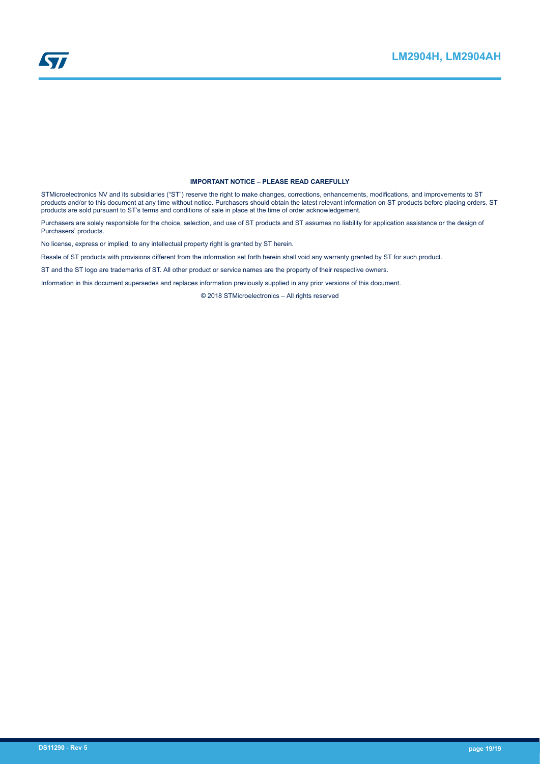**IMPORTANT NOTICE – PLEASE READ CAREFULLY**

STMicroelectronics NV and its subsidiaries ("ST") reserve the right to make changes, corrections, enhancements, modifications, and improvements to ST products and/or to this document at any time without notice. Purchasers should obtain the latest relevant information on ST products before placing orders. ST products are sold pursuant to ST's terms and conditions of sale in place at the time of order acknowledgement.

Purchasers are solely responsible for the choice, selection, and use of ST products and ST assumes no liability for application assistance or the design of Purchasers' products.

No license, express or implied, to any intellectual property right is granted by ST herein.

Resale of ST products with provisions different from the information set forth herein shall void any warranty granted by ST for such product.

ST and the ST logo are trademarks of ST. All other product or service names are the property of their respective owners.

Information in this document supersedes and replaces information previously supplied in any prior versions of this document.

© 2018 STMicroelectronics – All rights reserved